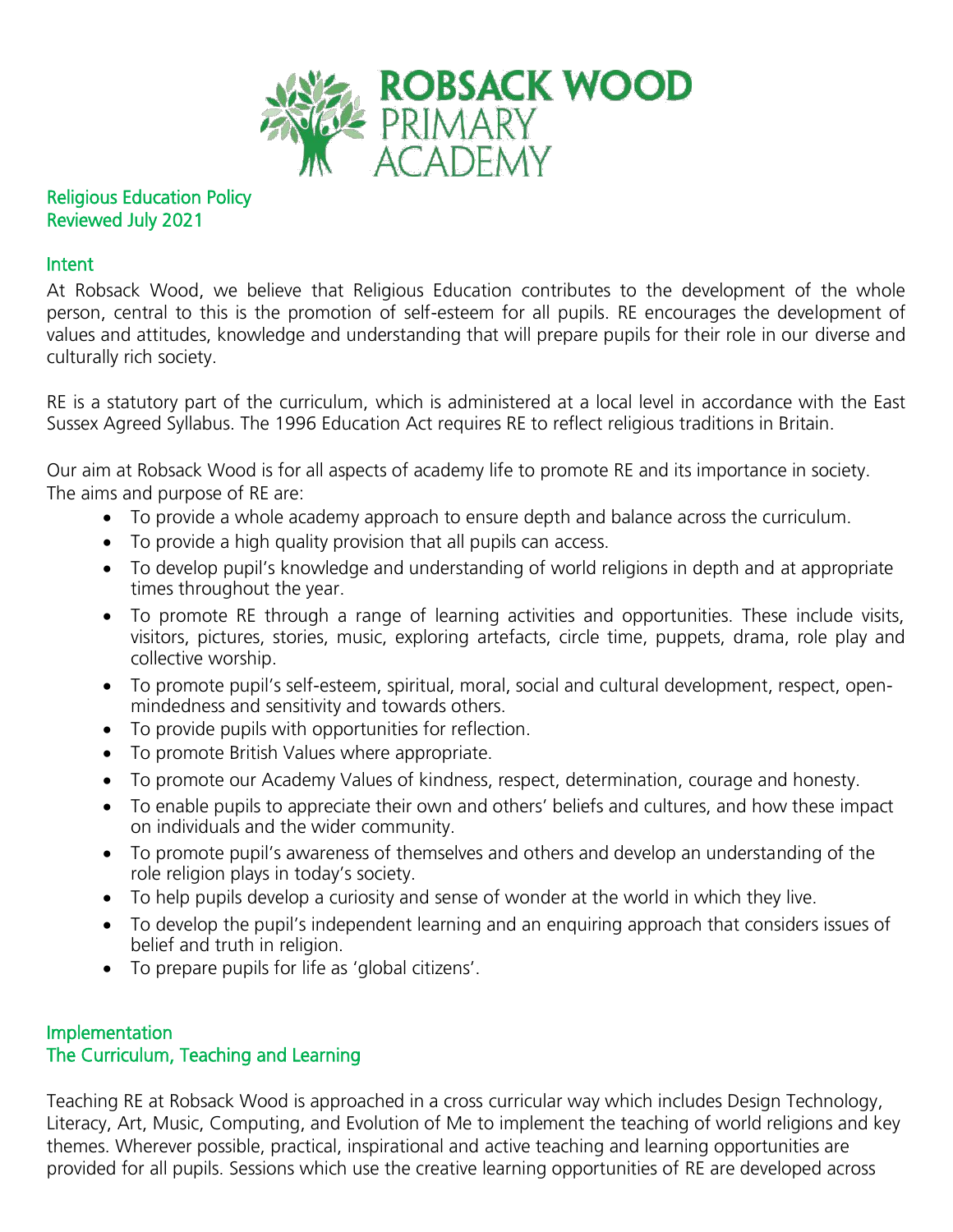ROBSACK WOOD PRIMARY ACADEMY

## Religious Education Policy
## Reviewed July 2021

### Intent

At Robsack Wood, we believe that Religious Education contributes to the development of the whole person, central to this is the promotion of self-esteem for all pupils. RE encourages the development of values and attitudes, knowledge and understanding that will prepare pupils for their role in our diverse and culturally rich society.

RE is a statutory part of the curriculum, which is administered at a local level in accordance with the East Sussex Agreed Syllabus. The 1996 Education Act requires RE to reflect religious traditions in Britain.

Our aim at Robsack Wood is for all aspects of academy life to promote RE and its importance in society.
The aims and purpose of RE are:

- To provide a whole academy approach to ensure depth and balance across the curriculum.
- To provide a high quality provision that all pupils can access.
- To develop pupil's knowledge and understanding of world religions in depth and at appropriate times throughout the year.
- To promote RE through a range of learning activities and opportunities. These include visits, visitors, pictures, stories, music, exploring artefacts, circle time, puppets, drama, role play and collective worship.
- To promote pupil's self-esteem, spiritual, moral, social and cultural development, respect, open-mindedness and sensitivity and towards others.
- To provide pupils with opportunities for reflection.
- To promote British Values where appropriate.
- To promote our Academy Values of kindness, respect, determination, courage and honesty.
- To enable pupils to appreciate their own and others' beliefs and cultures, and how these impact on individuals and the wider community.
- To promote pupil's awareness of themselves and others and develop an understanding of the role religion plays in today's society.
- To help pupils develop a curiosity and sense of wonder at the world in which they live.
- To develop the pupil's independent learning and an enquiring approach that considers issues of belief and truth in religion.
- To prepare pupils for life as 'global citizens'.

### Implementation
### The Curriculum, Teaching and Learning

Teaching RE at Robsack Wood is approached in a cross curricular way which includes Design Technology, Literacy, Art, Music, Computing, and Evolution of Me to implement the teaching of world religions and key themes. Wherever possible, practical, inspirational and active teaching and learning opportunities are provided for all pupils. Sessions which use the creative learning opportunities of RE are developed across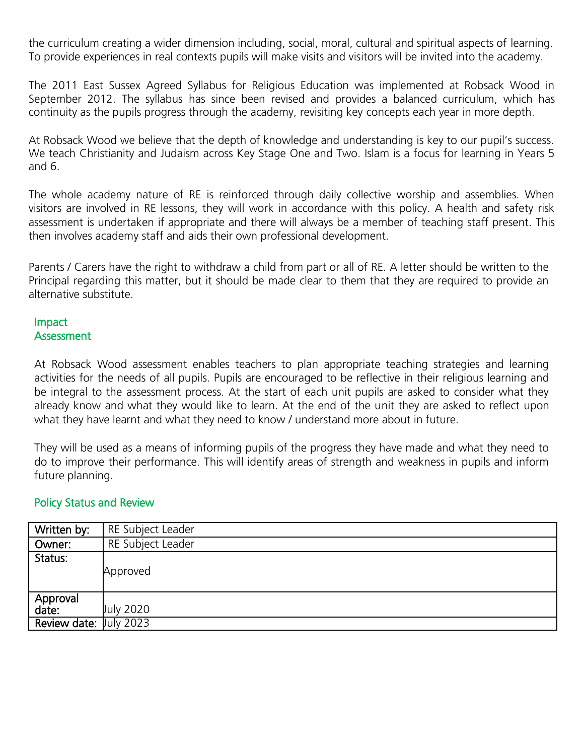the curriculum creating a wider dimension including, social, moral, cultural and spiritual aspects of learning. To provide experiences in real contexts pupils will make visits and visitors will be invited into the academy.

The 2011 East Sussex Agreed Syllabus for Religious Education was implemented at Robsack Wood in September 2012. The syllabus has since been revised and provides a balanced curriculum, which has continuity as the pupils progress through the academy, revisiting key concepts each year in more depth.

At Robsack Wood we believe that the depth of knowledge and understanding is key to our pupil's success. We teach Christianity and Judaism across Key Stage One and Two. Islam is a focus for learning in Years 5 and 6.

The whole academy nature of RE is reinforced through daily collective worship and assemblies. When visitors are involved in RE lessons, they will work in accordance with this policy. A health and safety risk assessment is undertaken if appropriate and there will always be a member of teaching staff present. This then involves academy staff and aids their own professional development.

Parents / Carers have the right to withdraw a child from part or all of RE. A letter should be written to the Principal regarding this matter, but it should be made clear to them that they are required to provide an alternative substitute.

## Impact

## Assessment

At Robsack Wood assessment enables teachers to plan appropriate teaching strategies and learning activities for the needs of all pupils. Pupils are encouraged to be reflective in their religious learning and be integral to the assessment process. At the start of each unit pupils are asked to consider what they already know and what they would like to learn. At the end of the unit they are asked to reflect upon what they have learnt and what they need to know / understand more about in future.

They will be used as a means of informing pupils of the progress they have made and what they need to do to improve their performance. This will identify areas of strength and weakness in pupils and inform future planning.

## Policy Status and Review

| | |
|---|---|
| Written by: | RE Subject Leader |
| Owner: | RE Subject Leader |
| Status: | Approved |
| Approval date: | July 2020 |
| Review date: | July 2023 |